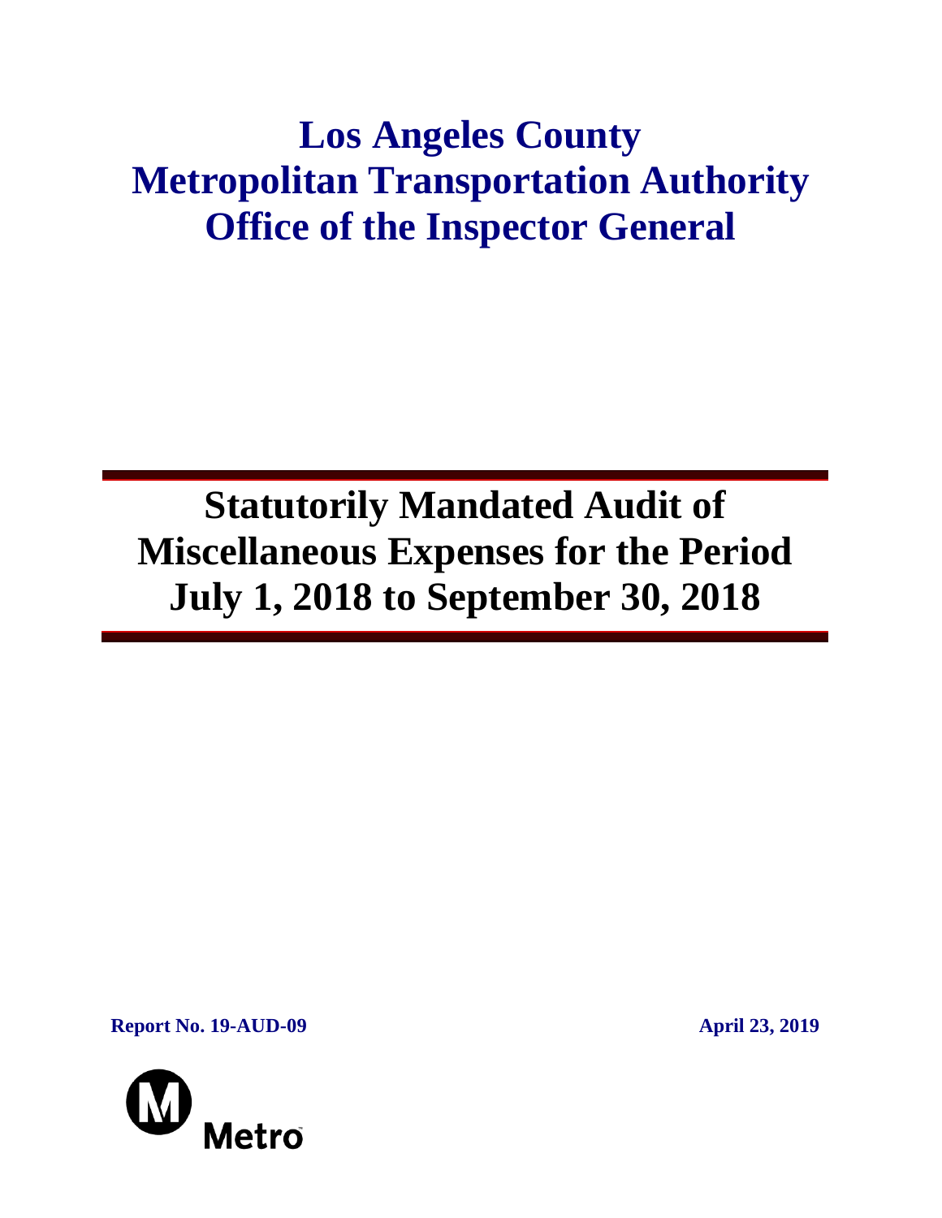# Los Angeles County Metropolitan Transportation Authority Office of the Inspector General

## Statutorily Mandated Audit of Miscellaneous Expenses for the Period July 1, 2018 to September 30, 2018

**Report No. 19-AUD-09** **April 23, 2019**

Metro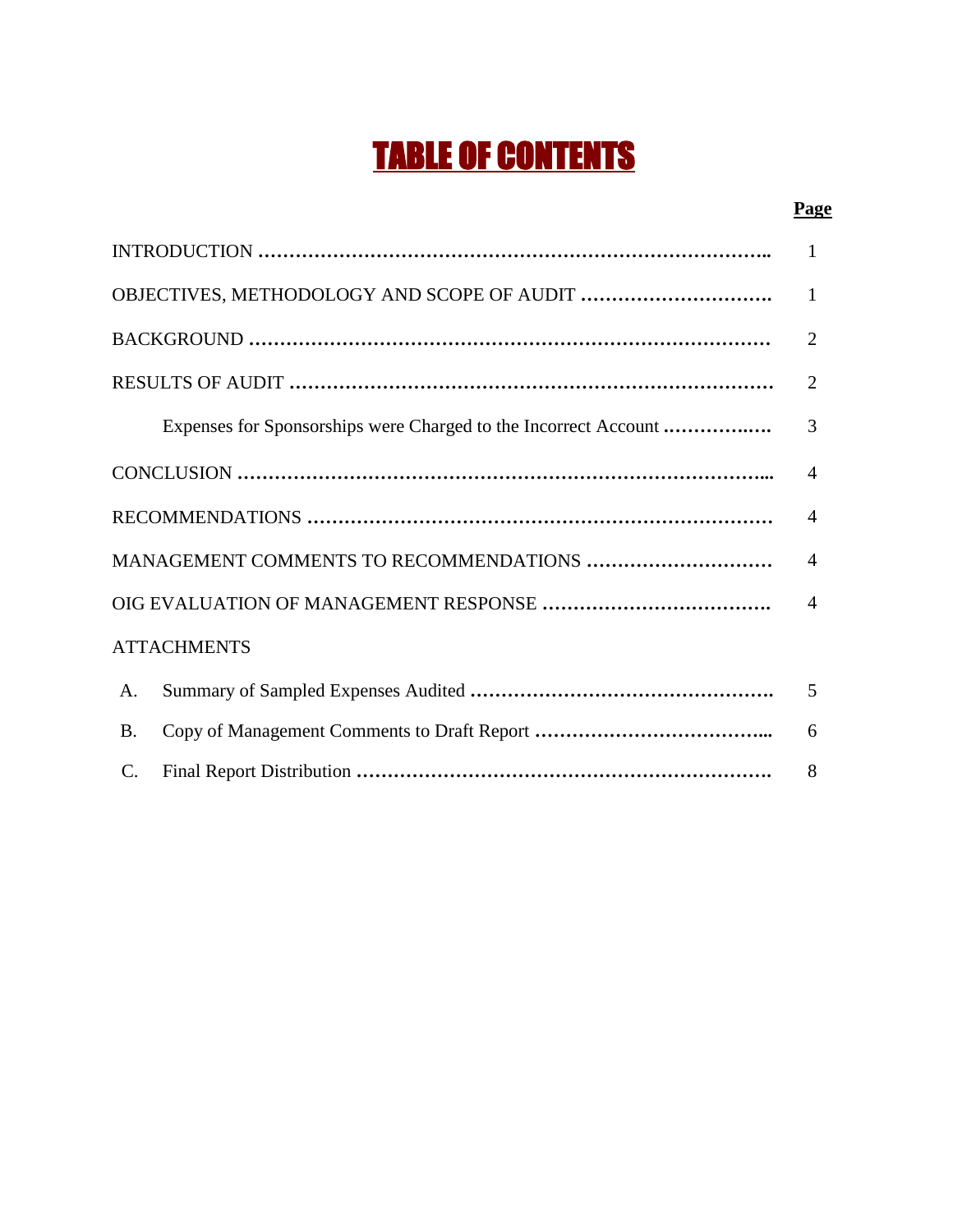# TABLE OF CONTENTS

| | Page |
|---|---|
| INTRODUCTION | 1 |
| OBJECTIVES, METHODOLOGY AND SCOPE OF AUDIT | 1 |
| BACKGROUND | 2 |
| RESULTS OF AUDIT | 2 |
| Expenses for Sponsorships were Charged to the Incorrect Account | 3 |
| CONCLUSION | 4 |
| RECOMMENDATIONS | 4 |
| MANAGEMENT COMMENTS TO RECOMMENDATIONS | 4 |
| OIG EVALUATION OF MANAGEMENT RESPONSE | 4 |
| ATTACHMENTS | |
| A. Summary of Sampled Expenses Audited | 5 |
| B. Copy of Management Comments to Draft Report | 6 |
| C. Final Report Distribution | 8 |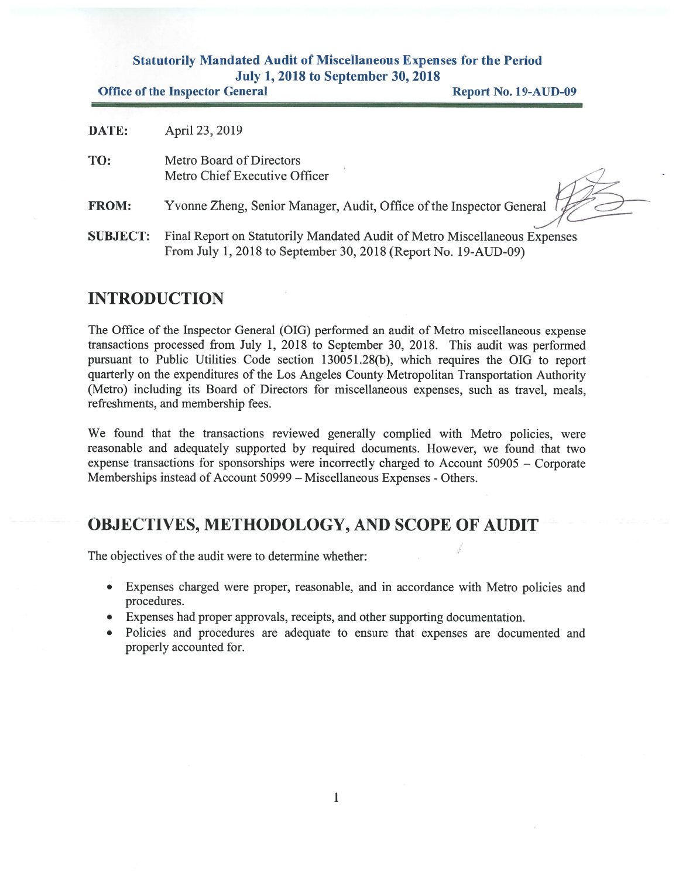**Statutorily Mandated Audit of Miscellaneous Expenses for the Period July 1, 2018 to September 30, 2018**

**Office of the Inspector General** **Report No. 19-AUD-09**

---

**DATE:** April 23, 2019

**TO:** Metro Board of Directors
Metro Chief Executive Officer

**FROM:** Yvonne Zheng, Senior Manager, Audit, Office of the Inspector General

**SUBJECT:** Final Report on Statutorily Mandated Audit of Metro Miscellaneous Expenses From July 1, 2018 to September 30, 2018 (Report No. 19-AUD-09)

## INTRODUCTION

The Office of the Inspector General (OIG) performed an audit of Metro miscellaneous expense transactions processed from July 1, 2018 to September 30, 2018. This audit was performed pursuant to Public Utilities Code section 130051.28(b), which requires the OIG to report quarterly on the expenditures of the Los Angeles County Metropolitan Transportation Authority (Metro) including its Board of Directors for miscellaneous expenses, such as travel, meals, refreshments, and membership fees.

We found that the transactions reviewed generally complied with Metro policies, were reasonable and adequately supported by required documents. However, we found that two expense transactions for sponsorships were incorrectly charged to Account 50905 – Corporate Memberships instead of Account 50999 – Miscellaneous Expenses - Others.

## OBJECTIVES, METHODOLOGY, AND SCOPE OF AUDIT

The objectives of the audit were to determine whether:

- Expenses charged were proper, reasonable, and in accordance with Metro policies and procedures.
- Expenses had proper approvals, receipts, and other supporting documentation.
- Policies and procedures are adequate to ensure that expenses are documented and properly accounted for.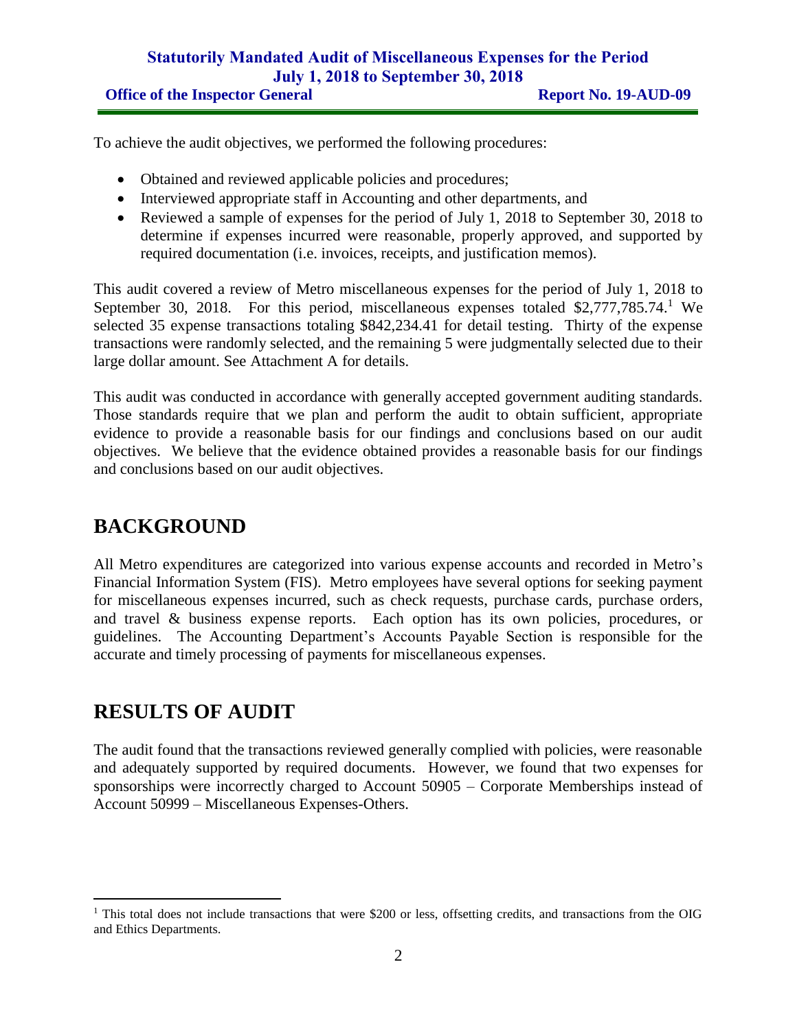To achieve the audit objectives, we performed the following procedures:

- Obtained and reviewed applicable policies and procedures;
- Interviewed appropriate staff in Accounting and other departments, and
- Reviewed a sample of expenses for the period of July 1, 2018 to September 30, 2018 to determine if expenses incurred were reasonable, properly approved, and supported by required documentation (i.e. invoices, receipts, and justification memos).

This audit covered a review of Metro miscellaneous expenses for the period of July 1, 2018 to September 30, 2018. For this period, miscellaneous expenses totaled $2,777,785.74.[1] We selected 35 expense transactions totaling $842,234.41 for detail testing. Thirty of the expense transactions were randomly selected, and the remaining 5 were judgmentally selected due to their large dollar amount. See Attachment A for details.

This audit was conducted in accordance with generally accepted government auditing standards. Those standards require that we plan and perform the audit to obtain sufficient, appropriate evidence to provide a reasonable basis for our findings and conclusions based on our audit objectives. We believe that the evidence obtained provides a reasonable basis for our findings and conclusions based on our audit objectives.

# BACKGROUND

All Metro expenditures are categorized into various expense accounts and recorded in Metro's Financial Information System (FIS). Metro employees have several options for seeking payment for miscellaneous expenses incurred, such as check requests, purchase cards, purchase orders, and travel & business expense reports. Each option has its own policies, procedures, or guidelines. The Accounting Department's Accounts Payable Section is responsible for the accurate and timely processing of payments for miscellaneous expenses.

# RESULTS OF AUDIT

The audit found that the transactions reviewed generally complied with policies, were reasonable and adequately supported by required documents. However, we found that two expenses for sponsorships were incorrectly charged to Account 50905 – Corporate Memberships instead of Account 50999 – Miscellaneous Expenses-Others.

---

[1] This total does not include transactions that were $200 or less, offsetting credits, and transactions from the OIG and Ethics Departments.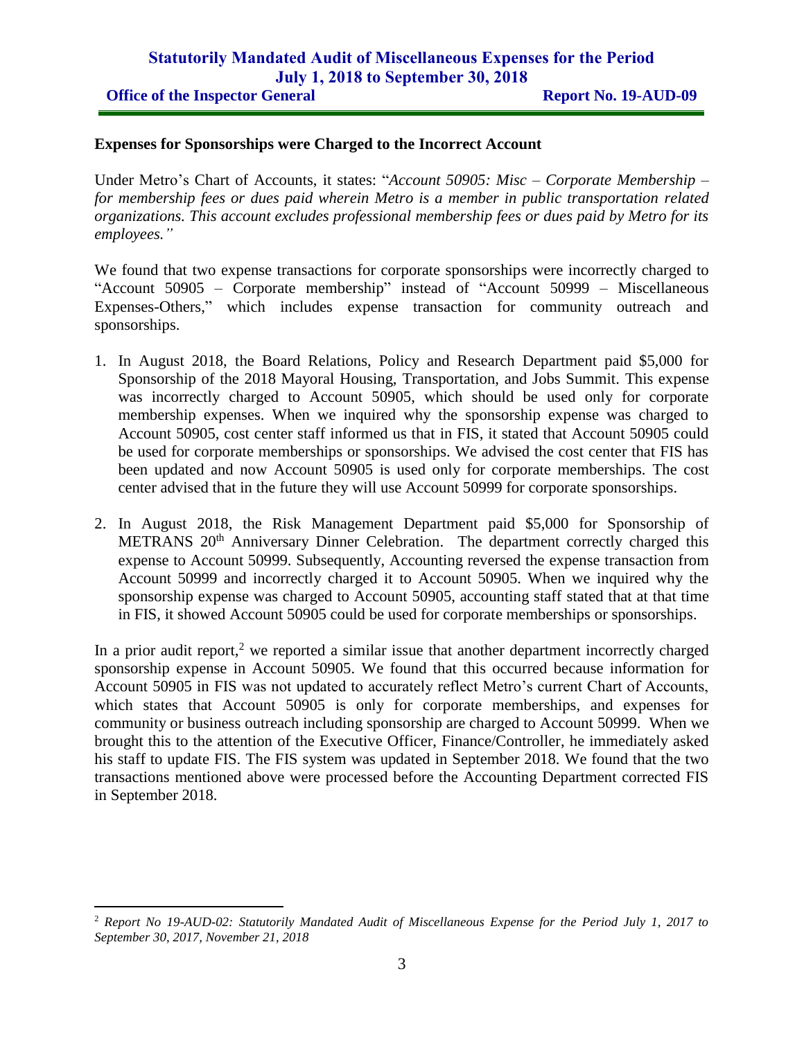### Expenses for Sponsorships were Charged to the Incorrect Account

Under Metro's Chart of Accounts, it states: "*Account 50905: Misc – Corporate Membership – for membership fees or dues paid wherein Metro is a member in public transportation related organizations. This account excludes professional membership fees or dues paid by Metro for its employees.*"

We found that two expense transactions for corporate sponsorships were incorrectly charged to "Account 50905 – Corporate membership" instead of "Account 50999 – Miscellaneous Expenses-Others," which includes expense transaction for community outreach and sponsorships.

1. In August 2018, the Board Relations, Policy and Research Department paid $5,000 for Sponsorship of the 2018 Mayoral Housing, Transportation, and Jobs Summit. This expense was incorrectly charged to Account 50905, which should be used only for corporate membership expenses. When we inquired why the sponsorship expense was charged to Account 50905, cost center staff informed us that in FIS, it stated that Account 50905 could be used for corporate memberships or sponsorships. We advised the cost center that FIS has been updated and now Account 50905 is used only for corporate memberships. The cost center advised that in the future they will use Account 50999 for corporate sponsorships.
2. In August 2018, the Risk Management Department paid $5,000 for Sponsorship of METRANS 20th Anniversary Dinner Celebration. The department correctly charged this expense to Account 50999. Subsequently, Accounting reversed the expense transaction from Account 50999 and incorrectly charged it to Account 50905. When we inquired why the sponsorship expense was charged to Account 50905, accounting staff stated that at that time in FIS, it showed Account 50905 could be used for corporate memberships or sponsorships.

In a prior audit report,[2] we reported a similar issue that another department incorrectly charged sponsorship expense in Account 50905. We found that this occurred because information for Account 50905 in FIS was not updated to accurately reflect Metro's current Chart of Accounts, which states that Account 50905 is only for corporate memberships, and expenses for community or business outreach including sponsorship are charged to Account 50999. When we brought this to the attention of the Executive Officer, Finance/Controller, he immediately asked his staff to update FIS. The FIS system was updated in September 2018. We found that the two transactions mentioned above were processed before the Accounting Department corrected FIS in September 2018.

---

[2] *Report No 19-AUD-02: Statutorily Mandated Audit of Miscellaneous Expense for the Period July 1, 2017 to September 30, 2017, November 21, 2018*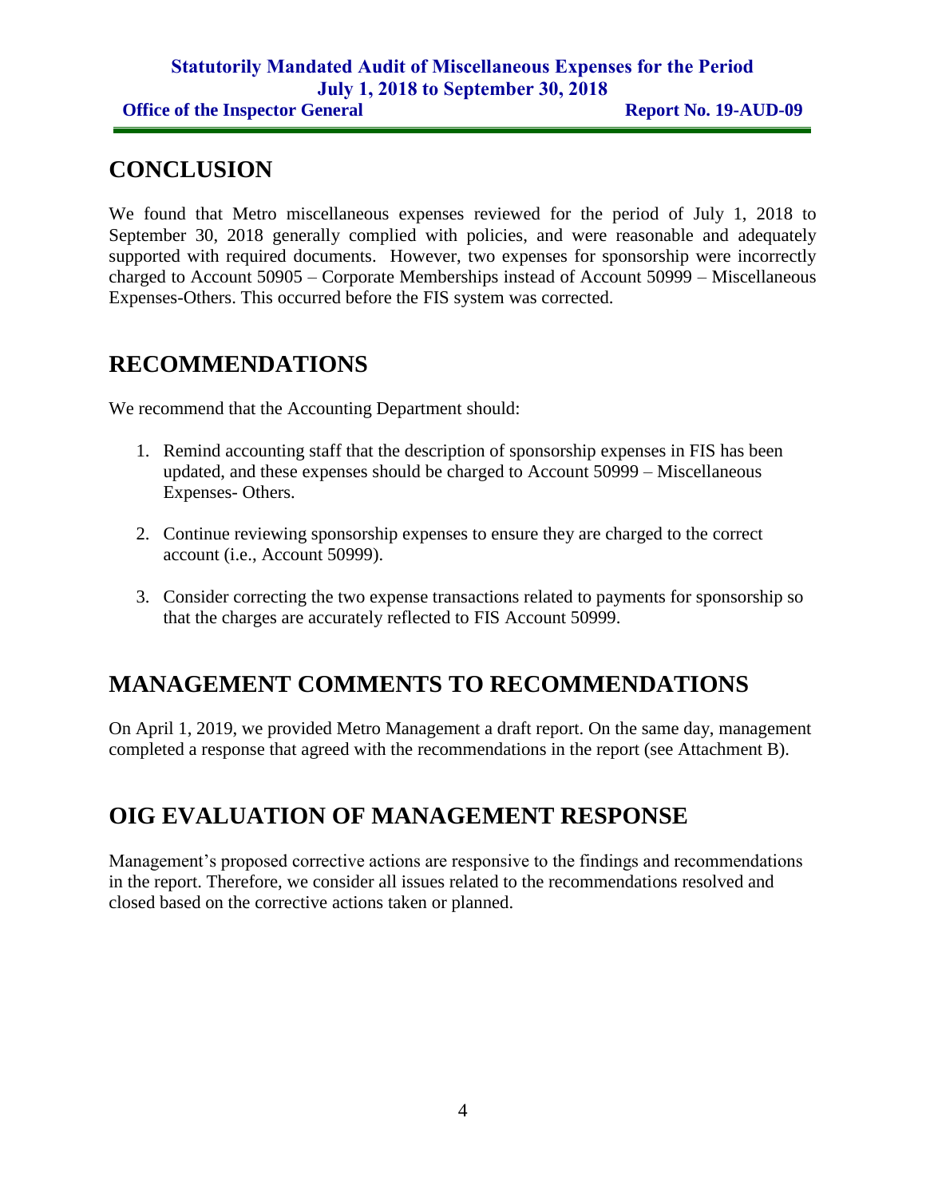## CONCLUSION

We found that Metro miscellaneous expenses reviewed for the period of July 1, 2018 to September 30, 2018 generally complied with policies, and were reasonable and adequately supported with required documents. However, two expenses for sponsorship were incorrectly charged to Account 50905 – Corporate Memberships instead of Account 50999 – Miscellaneous Expenses-Others. This occurred before the FIS system was corrected.

## RECOMMENDATIONS

We recommend that the Accounting Department should:

1. Remind accounting staff that the description of sponsorship expenses in FIS has been updated, and these expenses should be charged to Account 50999 – Miscellaneous Expenses- Others.

2. Continue reviewing sponsorship expenses to ensure they are charged to the correct account (i.e., Account 50999).

3. Consider correcting the two expense transactions related to payments for sponsorship so that the charges are accurately reflected to FIS Account 50999.

## MANAGEMENT COMMENTS TO RECOMMENDATIONS

On April 1, 2019, we provided Metro Management a draft report. On the same day, management completed a response that agreed with the recommendations in the report (see Attachment B).

## OIG EVALUATION OF MANAGEMENT RESPONSE

Management's proposed corrective actions are responsive to the findings and recommendations in the report. Therefore, we consider all issues related to the recommendations resolved and closed based on the corrective actions taken or planned.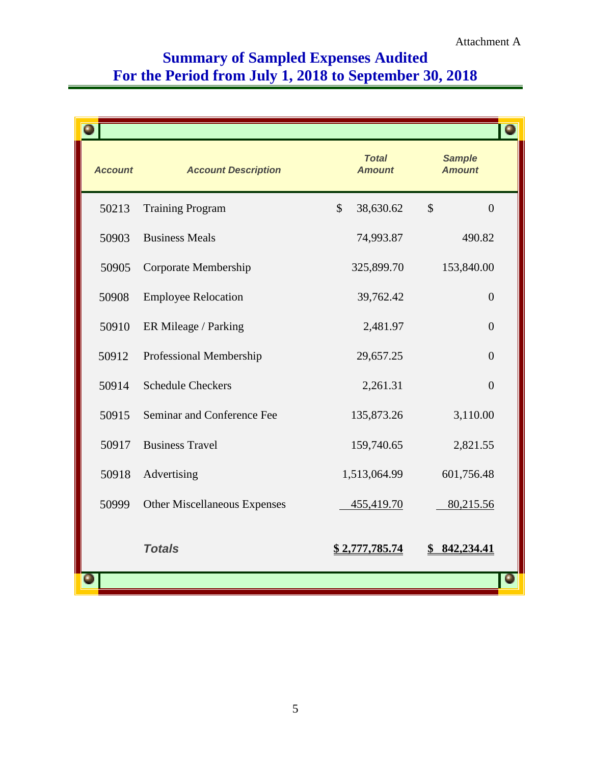Attachment A

# Summary of Sampled Expenses Audited
# For the Period from July 1, 2018 to September 30, 2018

| Account | Account Description | Total Amount | Sample Amount |
|---|---|---|---|
| 50213 | Training Program | $ 38,630.62 | $ 0 |
| 50903 | Business Meals | 74,993.87 | 490.82 |
| 50905 | Corporate Membership | 325,899.70 | 153,840.00 |
| 50908 | Employee Relocation | 39,762.42 | 0 |
| 50910 | ER Mileage / Parking | 2,481.97 | 0 |
| 50912 | Professional Membership | 29,657.25 | 0 |
| 50914 | Schedule Checkers | 2,261.31 | 0 |
| 50915 | Seminar and Conference Fee | 135,873.26 | 3,110.00 |
| 50917 | Business Travel | 159,740.65 | 2,821.55 |
| 50918 | Advertising | 1,513,064.99 | 601,756.48 |
| 50999 | Other Miscellaneous Expenses | 455,419.70 | 80,215.56 |
| | ***Totals*** | **$ 2,777,785.74** | **$ 842,234.41** |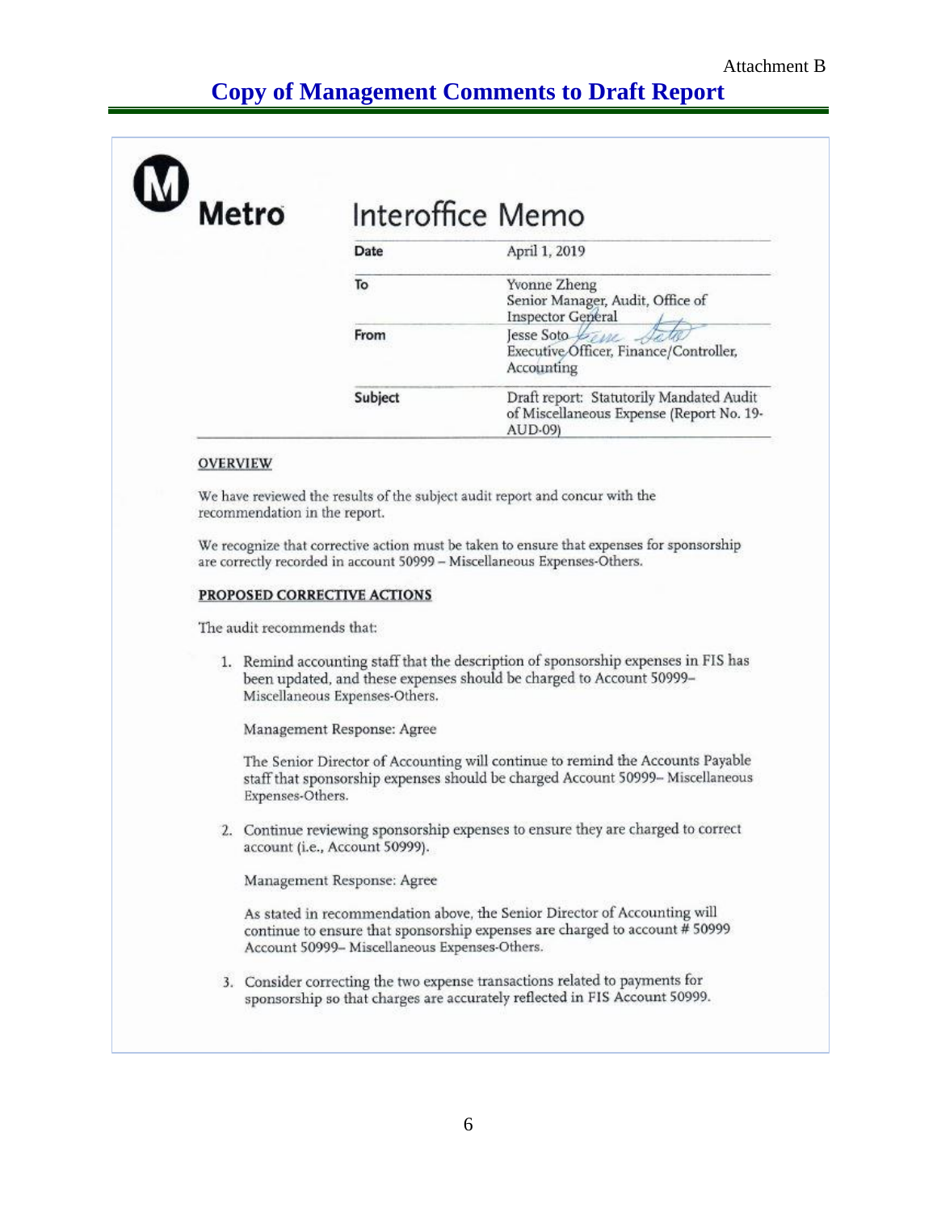Attachment B

# Copy of Management Comments to Draft Report

Metro

## Interoffice Memo

| | |
|---|---|
| Date | April 1, 2019 |
| To | Yvonne Zheng<br>Senior Manager, Audit, Office of Inspector General |
| From | Jesse Soto<br>Executive Officer, Finance/Controller, Accounting |
| Subject | Draft report: Statutorily Mandated Audit of Miscellaneous Expense (Report No. 19-AUD-09) |

**OVERVIEW**

We have reviewed the results of the subject audit report and concur with the recommendation in the report.

We recognize that corrective action must be taken to ensure that expenses for sponsorship are correctly recorded in account 50999 – Miscellaneous Expenses-Others.

**PROPOSED CORRECTIVE ACTIONS**

The audit recommends that:

1. Remind accounting staff that the description of sponsorship expenses in FIS has been updated, and these expenses should be charged to Account 50999– Miscellaneous Expenses-Others.

   Management Response: Agree

   The Senior Director of Accounting will continue to remind the Accounts Payable staff that sponsorship expenses should be charged Account 50999– Miscellaneous Expenses-Others.

2. Continue reviewing sponsorship expenses to ensure they are charged to correct account (i.e., Account 50999).

   Management Response: Agree

   As stated in recommendation above, the Senior Director of Accounting will continue to ensure that sponsorship expenses are charged to account # 50999 Account 50999– Miscellaneous Expenses-Others.

3. Consider correcting the two expense transactions related to payments for sponsorship so that charges are accurately reflected in FIS Account 50999.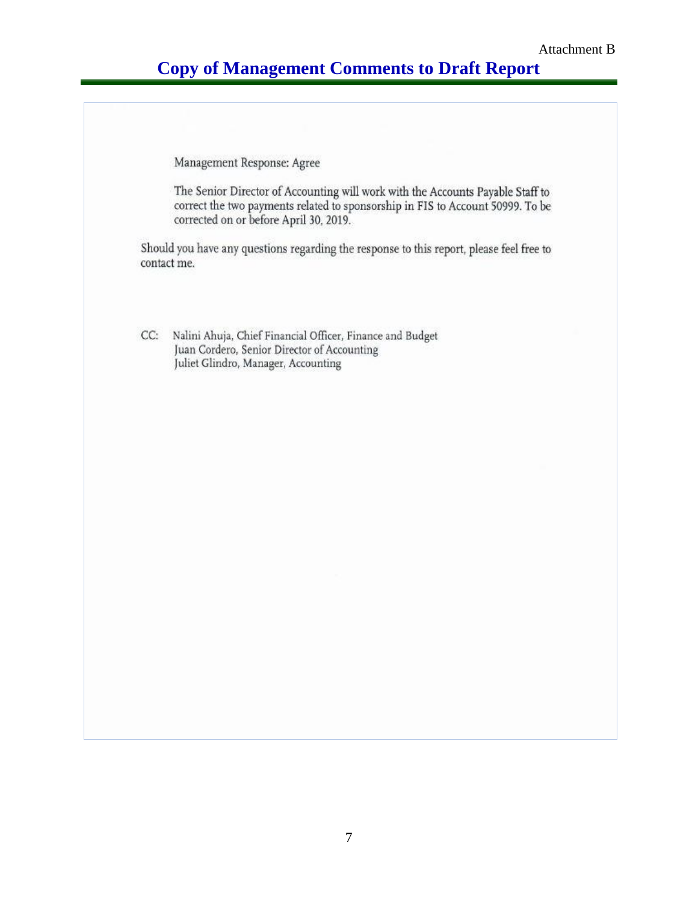Attachment B

# Copy of Management Comments to Draft Report

Management Response: Agree

The Senior Director of Accounting will work with the Accounts Payable Staff to correct the two payments related to sponsorship in FIS to Account 50999. To be corrected on or before April 30, 2019.

Should you have any questions regarding the response to this report, please feel free to contact me.

CC: Nalini Ahuja, Chief Financial Officer, Finance and Budget
Juan Cordero, Senior Director of Accounting
Juliet Glindro, Manager, Accounting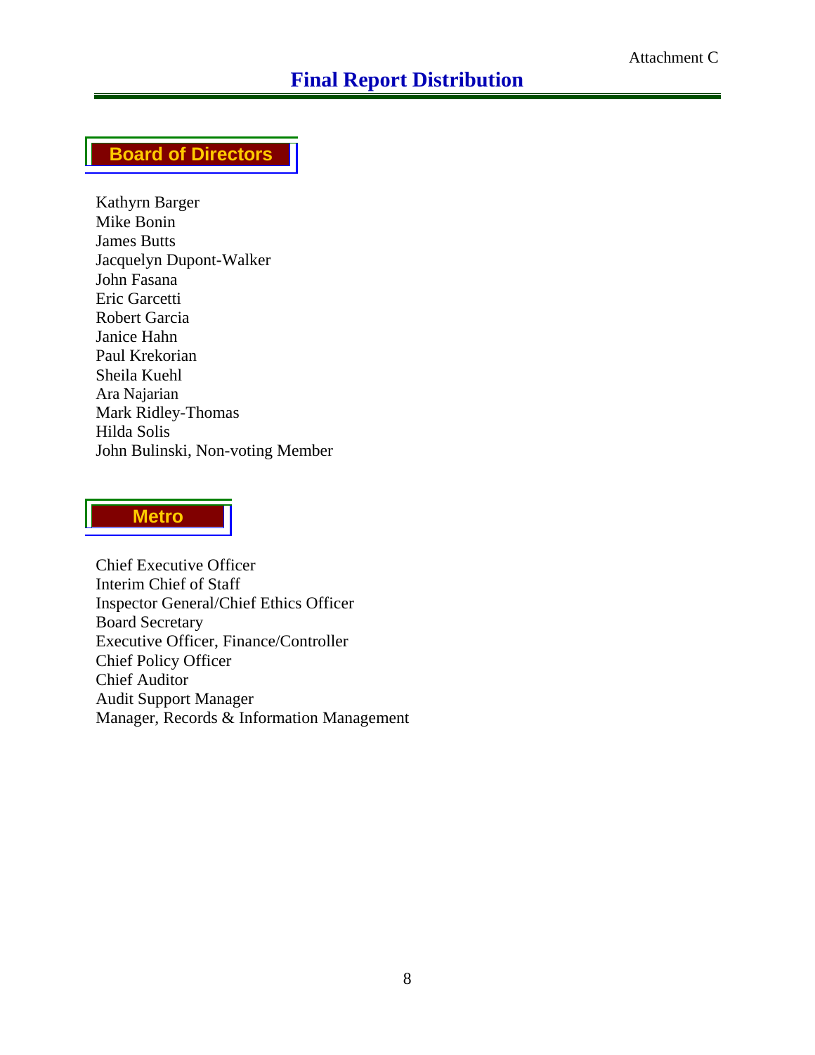Attachment C

# Final Report Distribution

## Board of Directors

Kathyrn Barger
Mike Bonin
James Butts
Jacquelyn Dupont-Walker
John Fasana
Eric Garcetti
Robert Garcia
Janice Hahn
Paul Krekorian
Sheila Kuehl
Ara Najarian
Mark Ridley-Thomas
Hilda Solis
John Bulinski, Non-voting Member

## Metro

Chief Executive Officer
Interim Chief of Staff
Inspector General/Chief Ethics Officer
Board Secretary
Executive Officer, Finance/Controller
Chief Policy Officer
Chief Auditor
Audit Support Manager
Manager, Records & Information Management